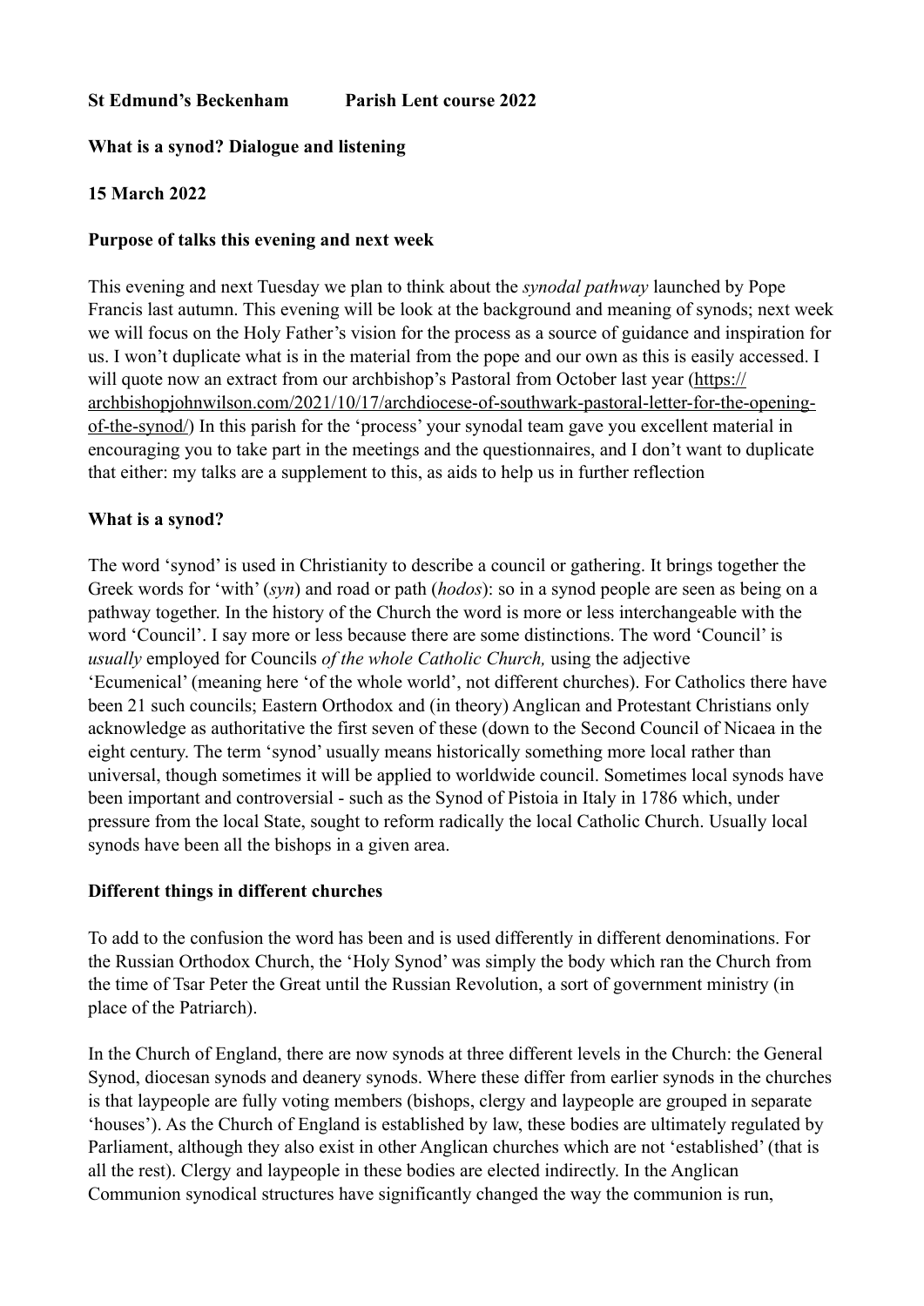**St Edmund's Beckenham Parish Lent course 2022**

**What is a synod? Dialogue and listening**

**15 March 2022**

**Purpose of talks this evening and next week**

This evening and next Tuesday we plan to think about the *synodal pathway* launched by Pope Francis last autumn. This evening will be look at the background and meaning of synods; next week we will focus on the Holy Father's vision for the process as a source of guidance and inspiration for us. I won't duplicate what is in the material from the pope and our own as this is easily accessed. I will quote now an extract from our archbishop's Pastoral from October last year (https://archbishopjohnwilson.com/2021/10/17/archdiocese-of-southwark-pastoral-letter-for-the-opening-of-the-synod/) In this parish for the 'process' your synodal team gave you excellent material in encouraging you to take part in the meetings and the questionnaires, and I don't want to duplicate that either: my talks are a supplement to this, as aids to help us in further reflection

**What is a synod?**

The word 'synod' is used in Christianity to describe a council or gathering. It brings together the Greek words for 'with' (*syn*) and road or path (*hodos*): so in a synod people are seen as being on a pathway together. In the history of the Church the word is more or less interchangeable with the word 'Council'. I say more or less because there are some distinctions. The word 'Council' is *usually* employed for Councils *of the whole Catholic Church,* using the adjective 'Ecumenical' (meaning here 'of the whole world', not different churches). For Catholics there have been 21 such councils; Eastern Orthodox and (in theory) Anglican and Protestant Christians only acknowledge as authoritative the first seven of these (down to the Second Council of Nicaea in the eight century. The term 'synod' usually means historically something more local rather than universal, though sometimes it will be applied to worldwide council. Sometimes local synods have been important and controversial - such as the Synod of Pistoia in Italy in 1786 which, under pressure from the local State, sought to reform radically the local Catholic Church. Usually local synods have been all the bishops in a given area.

**Different things in different churches**

To add to the confusion the word has been and is used differently in different denominations. For the Russian Orthodox Church, the 'Holy Synod' was simply the body which ran the Church from the time of Tsar Peter the Great until the Russian Revolution, a sort of government ministry (in place of the Patriarch).

In the Church of England, there are now synods at three different levels in the Church: the General Synod, diocesan synods and deanery synods. Where these differ from earlier synods in the churches is that laypeople are fully voting members (bishops, clergy and laypeople are grouped in separate 'houses'). As the Church of England is established by law, these bodies are ultimately regulated by Parliament, although they also exist in other Anglican churches which are not 'established' (that is all the rest). Clergy and laypeople in these bodies are elected indirectly. In the Anglican Communion synodical structures have significantly changed the way the communion is run,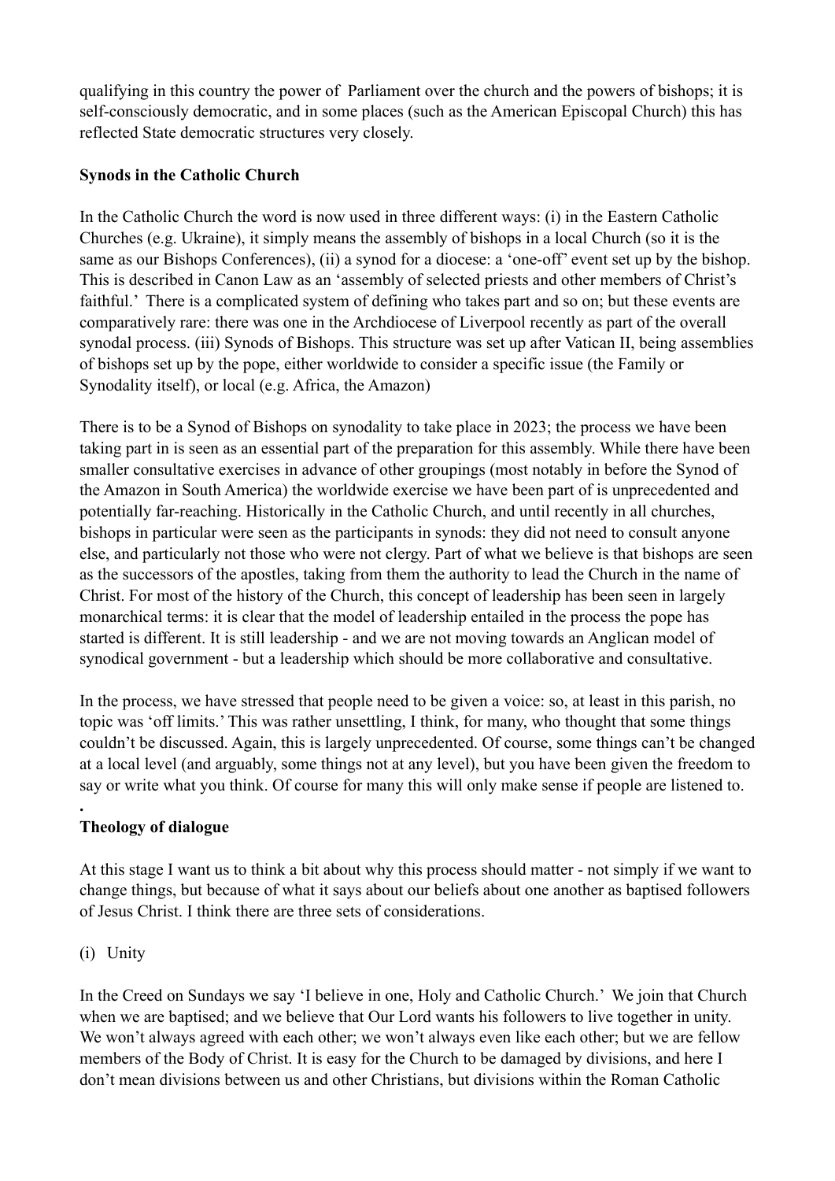qualifying in this country the power of Parliament over the church and the powers of bishops; it is self-consciously democratic, and in some places (such as the American Episcopal Church) this has reflected State democratic structures very closely.

**Synods in the Catholic Church**

In the Catholic Church the word is now used in three different ways: (i) in the Eastern Catholic Churches (e.g. Ukraine), it simply means the assembly of bishops in a local Church (so it is the same as our Bishops Conferences), (ii) a synod for a diocese: a 'one-off' event set up by the bishop. This is described in Canon Law as an 'assembly of selected priests and other members of Christ's faithful.' There is a complicated system of defining who takes part and so on; but these events are comparatively rare: there was one in the Archdiocese of Liverpool recently as part of the overall synodal process. (iii) Synods of Bishops. This structure was set up after Vatican II, being assemblies of bishops set up by the pope, either worldwide to consider a specific issue (the Family or Synodality itself), or local (e.g. Africa, the Amazon)

There is to be a Synod of Bishops on synodality to take place in 2023; the process we have been taking part in is seen as an essential part of the preparation for this assembly. While there have been smaller consultative exercises in advance of other groupings (most notably in before the Synod of the Amazon in South America) the worldwide exercise we have been part of is unprecedented and potentially far-reaching. Historically in the Catholic Church, and until recently in all churches, bishops in particular were seen as the participants in synods: they did not need to consult anyone else, and particularly not those who were not clergy. Part of what we believe is that bishops are seen as the successors of the apostles, taking from them the authority to lead the Church in the name of Christ. For most of the history of the Church, this concept of leadership has been seen in largely monarchical terms: it is clear that the model of leadership entailed in the process the pope has started is different. It is still leadership - and we are not moving towards an Anglican model of synodical government - but a leadership which should be more collaborative and consultative.

In the process, we have stressed that people need to be given a voice: so, at least in this parish, no topic was 'off limits.' This was rather unsettling, I think, for many, who thought that some things couldn't be discussed. Again, this is largely unprecedented. Of course, some things can't be changed at a local level (and arguably, some things not at any level), but you have been given the freedom to say or write what you think. Of course for many this will only make sense if people are listened to.

**Theology of dialogue**

At this stage I want us to think a bit about why this process should matter - not simply if we want to change things, but because of what it says about our beliefs about one another as baptised followers of Jesus Christ. I think there are three sets of considerations.

(i) Unity

In the Creed on Sundays we say 'I believe in one, Holy and Catholic Church.' We join that Church when we are baptised; and we believe that Our Lord wants his followers to live together in unity. We won't always agreed with each other; we won't always even like each other; but we are fellow members of the Body of Christ. It is easy for the Church to be damaged by divisions, and here I don't mean divisions between us and other Christians, but divisions within the Roman Catholic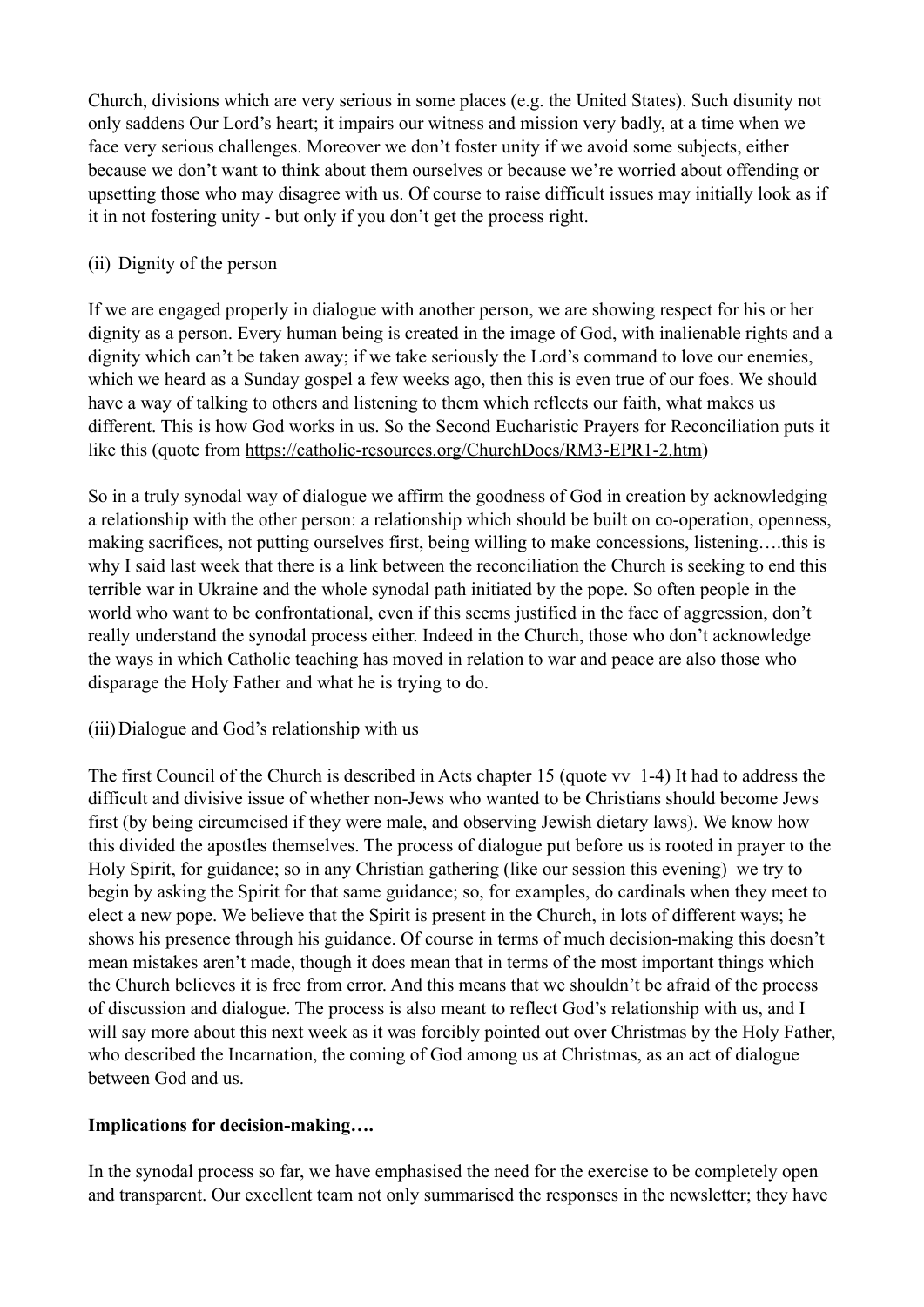Church, divisions which are very serious in some places (e.g. the United States). Such disunity not only saddens Our Lord's heart; it impairs our witness and mission very badly, at a time when we face very serious challenges. Moreover we don't foster unity if we avoid some subjects, either because we don't want to think about them ourselves or because we're worried about offending or upsetting those who may disagree with us. Of course to raise difficult issues may initially look as if it in not fostering unity - but only if you don't get the process right.

(ii) Dignity of the person

If we are engaged properly in dialogue with another person, we are showing respect for his or her dignity as a person. Every human being is created in the image of God, with inalienable rights and a dignity which can't be taken away; if we take seriously the Lord's command to love our enemies, which we heard as a Sunday gospel a few weeks ago, then this is even true of our foes. We should have a way of talking to others and listening to them which reflects our faith, what makes us different. This is how God works in us. So the Second Eucharistic Prayers for Reconciliation puts it like this (quote from https://catholic-resources.org/ChurchDocs/RM3-EPR1-2.htm)

So in a truly synodal way of dialogue we affirm the goodness of God in creation by acknowledging a relationship with the other person: a relationship which should be built on co-operation, openness, making sacrifices, not putting ourselves first, being willing to make concessions, listening….this is why I said last week that there is a link between the reconciliation the Church is seeking to end this terrible war in Ukraine and the whole synodal path initiated by the pope. So often people in the world who want to be confrontational, even if this seems justified in the face of aggression, don't really understand the synodal process either. Indeed in the Church, those who don't acknowledge the ways in which Catholic teaching has moved in relation to war and peace are also those who disparage the Holy Father and what he is trying to do.

(iii) Dialogue and God's relationship with us

The first Council of the Church is described in Acts chapter 15 (quote vv 1-4) It had to address the difficult and divisive issue of whether non-Jews who wanted to be Christians should become Jews first (by being circumcised if they were male, and observing Jewish dietary laws). We know how this divided the apostles themselves. The process of dialogue put before us is rooted in prayer to the Holy Spirit, for guidance; so in any Christian gathering (like our session this evening) we try to begin by asking the Spirit for that same guidance; so, for examples, do cardinals when they meet to elect a new pope. We believe that the Spirit is present in the Church, in lots of different ways; he shows his presence through his guidance. Of course in terms of much decision-making this doesn't mean mistakes aren't made, though it does mean that in terms of the most important things which the Church believes it is free from error. And this means that we shouldn't be afraid of the process of discussion and dialogue. The process is also meant to reflect God's relationship with us, and I will say more about this next week as it was forcibly pointed out over Christmas by the Holy Father, who described the Incarnation, the coming of God among us at Christmas, as an act of dialogue between God and us.

**Implications for decision-making….**

In the synodal process so far, we have emphasised the need for the exercise to be completely open and transparent. Our excellent team not only summarised the responses in the newsletter; they have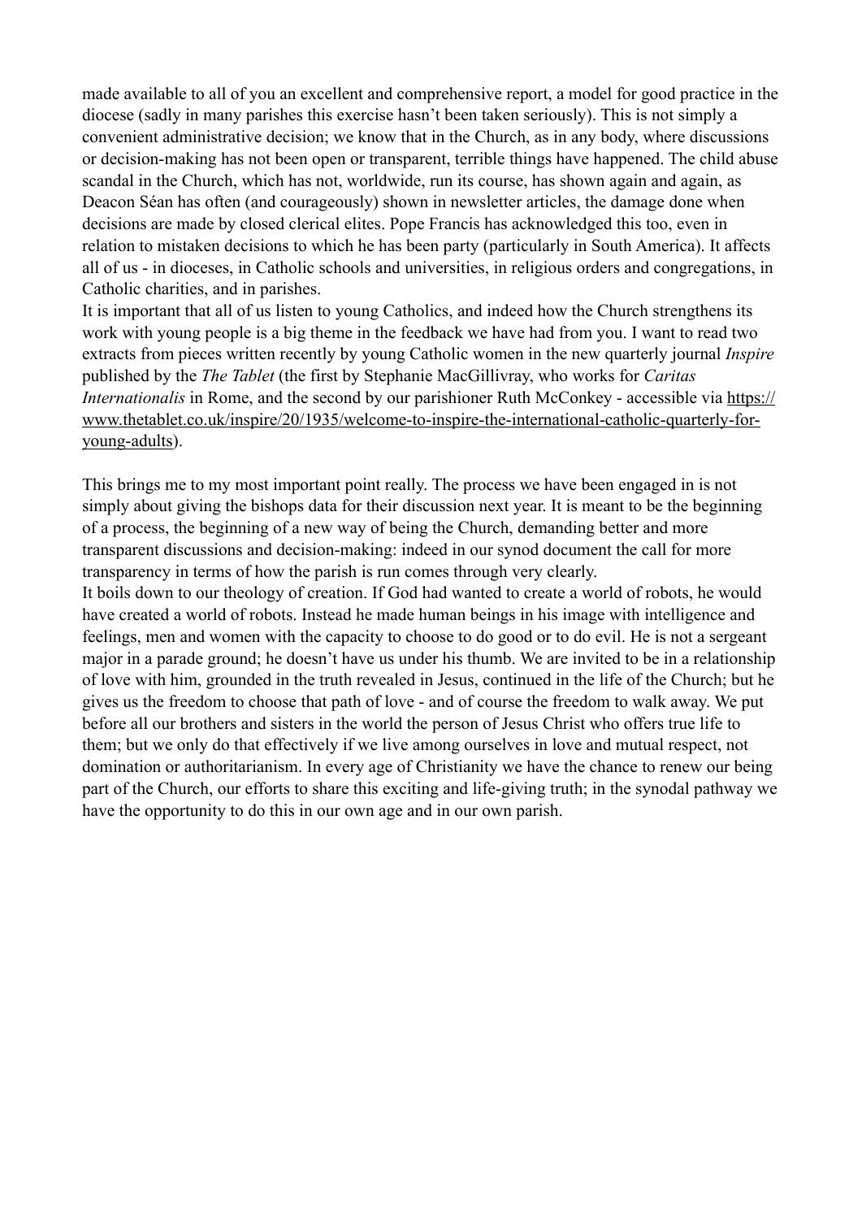made available to all of you an excellent and comprehensive report, a model for good practice in the diocese (sadly in many parishes this exercise hasn't been taken seriously). This is not simply a convenient administrative decision; we know that in the Church, as in any body, where discussions or decision-making has not been open or transparent, terrible things have happened. The child abuse scandal in the Church, which has not, worldwide, run its course, has shown again and again, as Deacon Séan has often (and courageously) shown in newsletter articles, the damage done when decisions are made by closed clerical elites. Pope Francis has acknowledged this too, even in relation to mistaken decisions to which he has been party (particularly in South America). It affects all of us - in dioceses, in Catholic schools and universities, in religious orders and congregations, in Catholic charities, and in parishes.

It is important that all of us listen to young Catholics, and indeed how the Church strengthens its work with young people is a big theme in the feedback we have had from you. I want to read two extracts from pieces written recently by young Catholic women in the new quarterly journal *Inspire* published by the *The Tablet* (the first by Stephanie MacGillivray, who works for *Caritas Internationalis* in Rome, and the second by our parishioner Ruth McConkey - accessible via https://www.thetablet.co.uk/inspire/20/1935/welcome-to-inspire-the-international-catholic-quarterly-for-young-adults).

This brings me to my most important point really. The process we have been engaged in is not simply about giving the bishops data for their discussion next year. It is meant to be the beginning of a process, the beginning of a new way of being the Church, demanding better and more transparent discussions and decision-making: indeed in our synod document the call for more transparency in terms of how the parish is run comes through very clearly.

It boils down to our theology of creation. If God had wanted to create a world of robots, he would have created a world of robots. Instead he made human beings in his image with intelligence and feelings, men and women with the capacity to choose to do good or to do evil. He is not a sergeant major in a parade ground; he doesn't have us under his thumb. We are invited to be in a relationship of love with him, grounded in the truth revealed in Jesus, continued in the life of the Church; but he gives us the freedom to choose that path of love - and of course the freedom to walk away. We put before all our brothers and sisters in the world the person of Jesus Christ who offers true life to them; but we only do that effectively if we live among ourselves in love and mutual respect, not domination or authoritarianism. In every age of Christianity we have the chance to renew our being part of the Church, our efforts to share this exciting and life-giving truth; in the synodal pathway we have the opportunity to do this in our own age and in our own parish.